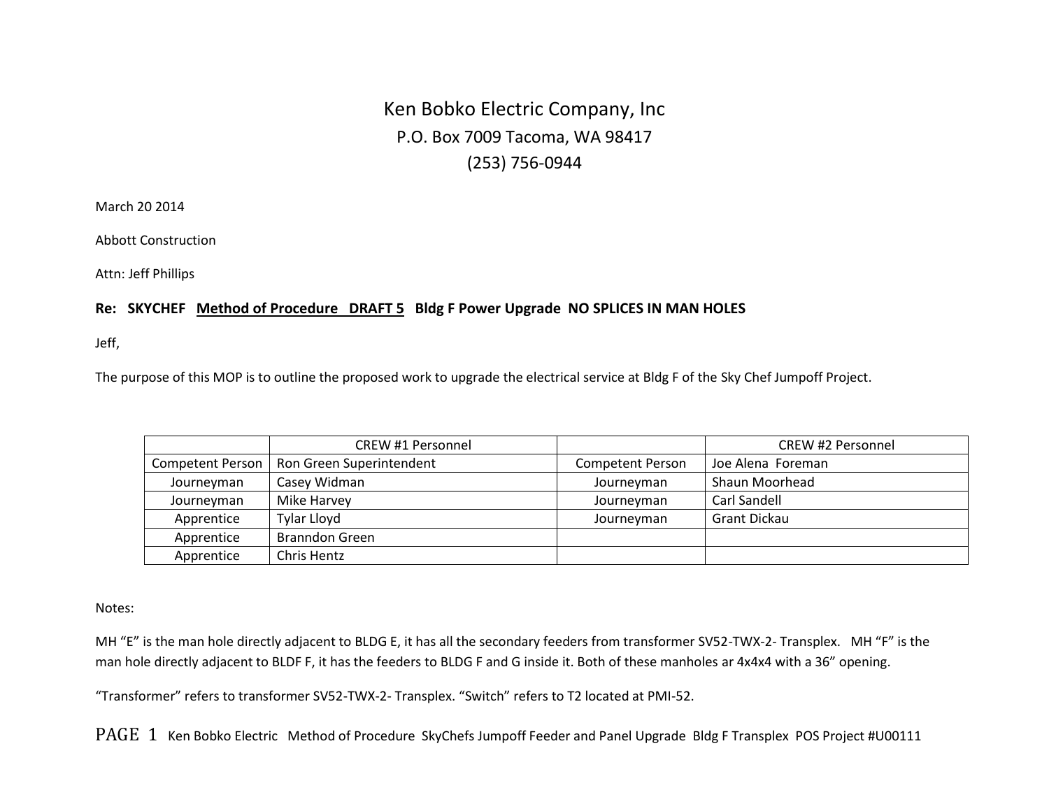# Ken Bobko Electric Company, Inc

P.O. Box 7009 Tacoma, WA 98417

(253) 756-0944

March 20 2014

Abbott Construction

Attn: Jeff Phillips

**Re: SKYCHEF Method of Procedure DRAFT 5 Bldg F Power Upgrade NO SPLICES IN MAN HOLES**

Jeff,

The purpose of this MOP is to outline the proposed work to upgrade the electrical service at Bldg F of the Sky Chef Jumpoff Project.

| | CREW #1 Personnel | | CREW #2 Personnel |
|---|---|---|---|
| Competent Person | Ron Green Superintendent | Competent Person | Joe Alena Foreman |
| Journeyman | Casey Widman | Journeyman | Shaun Moorhead |
| Journeyman | Mike Harvey | Journeyman | Carl Sandell |
| Apprentice | Tylar Lloyd | Journeyman | Grant Dickau |
| Apprentice | Branndon Green | | |
| Apprentice | Chris Hentz | | |

Notes:

MH “E” is the man hole directly adjacent to BLDG E, it has all the secondary feeders from transformer SV52-TWX-2- Transplex. MH “F” is the man hole directly adjacent to BLDF F, it has the feeders to BLDG F and G inside it. Both of these manholes ar 4x4x4 with a 36” opening.

“Transformer” refers to transformer SV52-TWX-2- Transplex. “Switch” refers to T2 located at PMI-52.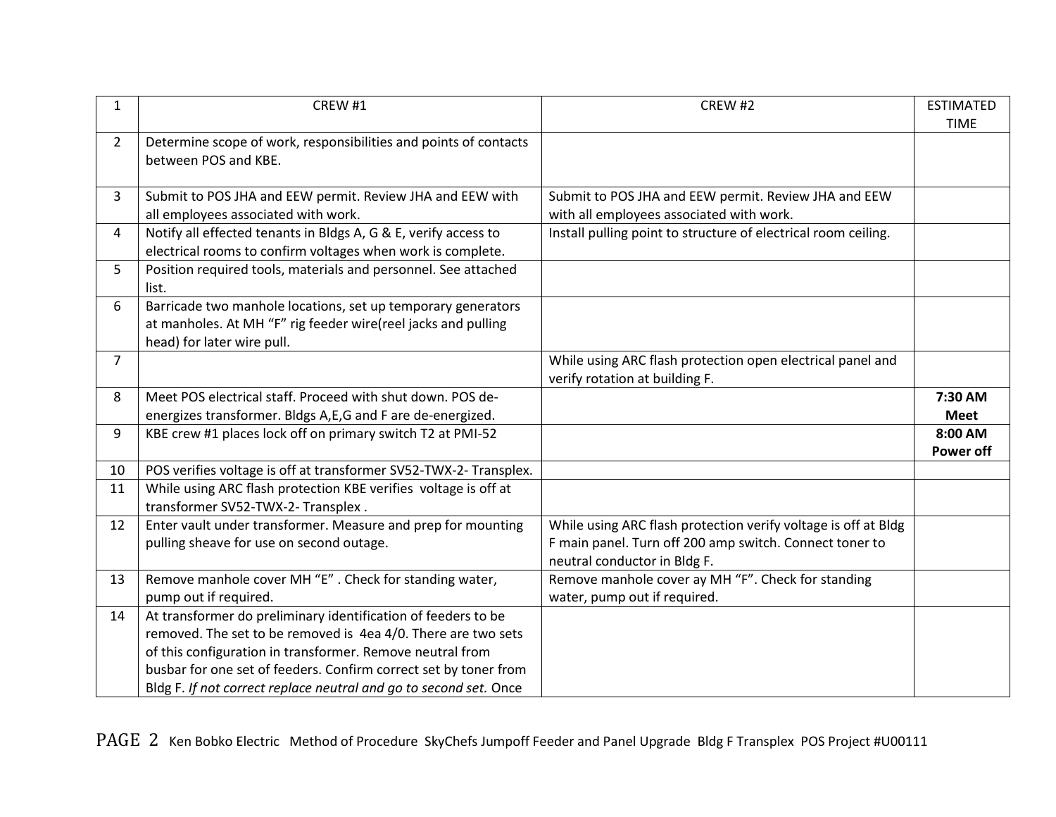| 1 | CREW #1 | CREW #2 | ESTIMATED TIME |
|---|---|---|---|
| 2 | Determine scope of work, responsibilities and points of contacts between POS and KBE. | | |
| 3 | Submit to POS JHA and EEW permit. Review JHA and EEW with all employees associated with work. | Submit to POS JHA and EEW permit. Review JHA and EEW with all employees associated with work. | |
| 4 | Notify all effected tenants in Bldgs A, G & E, verify access to electrical rooms to confirm voltages when work is complete. | Install pulling point to structure of electrical room ceiling. | |
| 5 | Position required tools, materials and personnel. See attached list. | | |
| 6 | Barricade two manhole locations, set up temporary generators at manholes. At MH "F" rig feeder wire(reel jacks and pulling head) for later wire pull. | | |
| 7 | | While using ARC flash protection open electrical panel and verify rotation at building F. | |
| 8 | Meet POS electrical staff. Proceed with shut down. POS de-energizes transformer. Bldgs A,E,G and F are de-energized. | | **7:30 AM Meet** |
| 9 | KBE crew #1 places lock off on primary switch T2 at PMI-52 | | **8:00 AM Power off** |
| 10 | POS verifies voltage is off at transformer SV52-TWX-2- Transplex. | | |
| 11 | While using ARC flash protection KBE verifies voltage is off at transformer SV52-TWX-2- Transplex . | | |
| 12 | Enter vault under transformer. Measure and prep for mounting pulling sheave for use on second outage. | While using ARC flash protection verify voltage is off at Bldg F main panel. Turn off 200 amp switch. Connect toner to neutral conductor in Bldg F. | |
| 13 | Remove manhole cover MH "E" . Check for standing water, pump out if required. | Remove manhole cover ay MH "F". Check for standing water, pump out if required. | |
| 14 | At transformer do preliminary identification of feeders to be removed. The set to be removed is 4ea 4/0. There are two sets of this configuration in transformer. Remove neutral from busbar for one set of feeders. Confirm correct set by toner from Bldg F. *If not correct replace neutral and go to second set.* Once | | |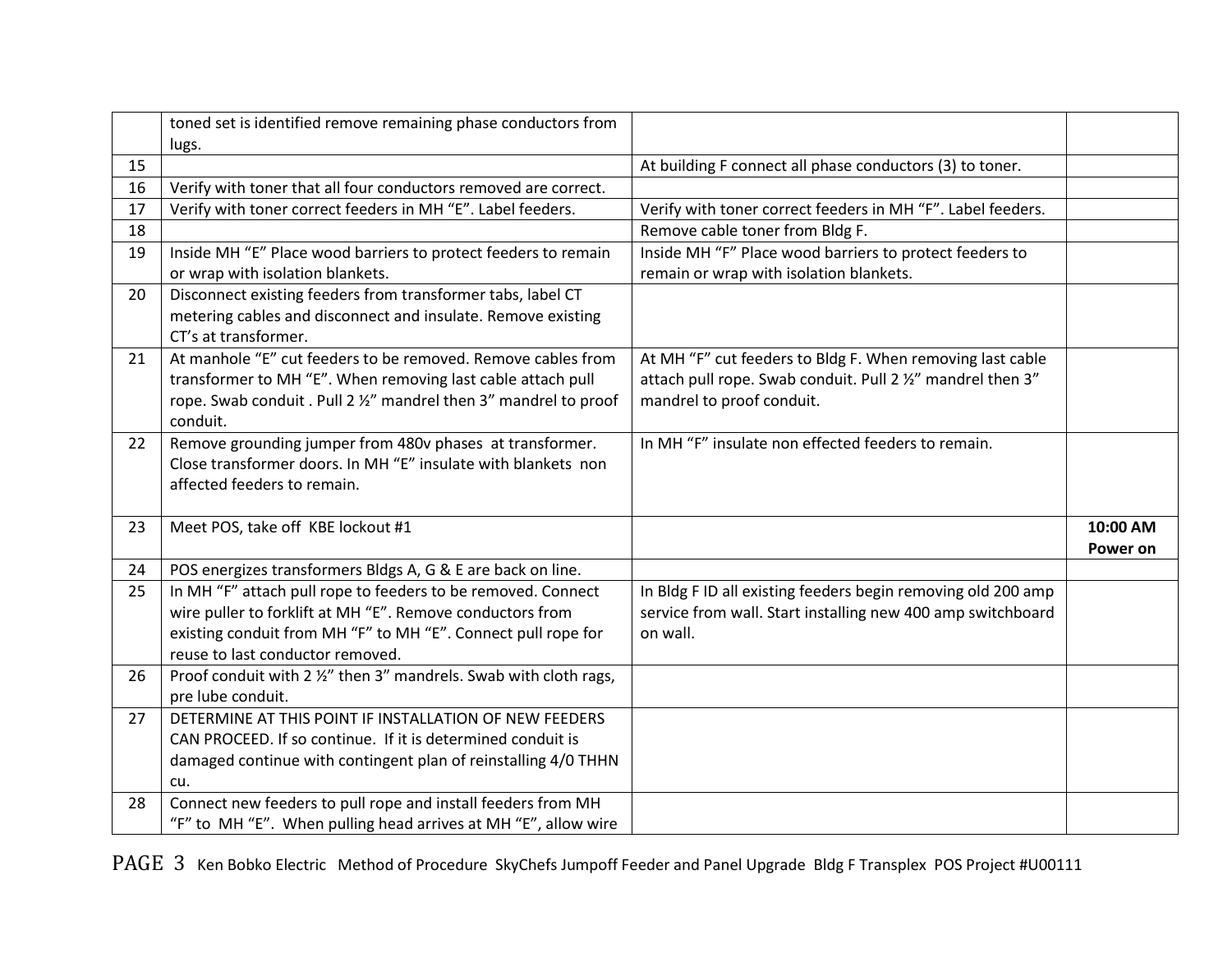| | | | |
|---|---|---|---|
| | toned set is identified remove remaining phase conductors from lugs. | | |
| 15 | | At building F connect all phase conductors (3) to toner. | |
| 16 | Verify with toner that all four conductors removed are correct. | | |
| 17 | Verify with toner correct feeders in MH “E”. Label feeders. | Verify with toner correct feeders in MH “F”. Label feeders. | |
| 18 | | Remove cable toner from Bldg F. | |
| 19 | Inside MH “E” Place wood barriers to protect feeders to remain or wrap with isolation blankets. | Inside MH “F” Place wood barriers to protect feeders to remain or wrap with isolation blankets. | |
| 20 | Disconnect existing feeders from transformer tabs, label CT metering cables and disconnect and insulate. Remove existing CT’s at transformer. | | |
| 21 | At manhole “E” cut feeders to be removed. Remove cables from transformer to MH “E”. When removing last cable attach pull rope. Swab conduit . Pull 2 ½” mandrel then 3” mandrel to proof conduit. | At MH “F” cut feeders to Bldg F. When removing last cable attach pull rope. Swab conduit. Pull 2 ½” mandrel then 3” mandrel to proof conduit. | |
| 22 | Remove grounding jumper from 480v phases at transformer. Close transformer doors. In MH “E” insulate with blankets non affected feeders to remain. | In MH “F” insulate non effected feeders to remain. | |
| 23 | Meet POS, take off KBE lockout #1 | | **10:00 AM Power on** |
| 24 | POS energizes transformers Bldgs A, G & E are back on line. | | |
| 25 | In MH “F” attach pull rope to feeders to be removed. Connect wire puller to forklift at MH “E”. Remove conductors from existing conduit from MH “F” to MH “E”. Connect pull rope for reuse to last conductor removed. | In Bldg F ID all existing feeders begin removing old 200 amp service from wall. Start installing new 400 amp switchboard on wall. | |
| 26 | Proof conduit with 2 ½” then 3” mandrels. Swab with cloth rags, pre lube conduit. | | |
| 27 | DETERMINE AT THIS POINT IF INSTALLATION OF NEW FEEDERS CAN PROCEED. If so continue. If it is determined conduit is damaged continue with contingent plan of reinstalling 4/0 THHN cu. | | |
| 28 | Connect new feeders to pull rope and install feeders from MH “F” to MH “E”. When pulling head arrives at MH “E”, allow wire | | |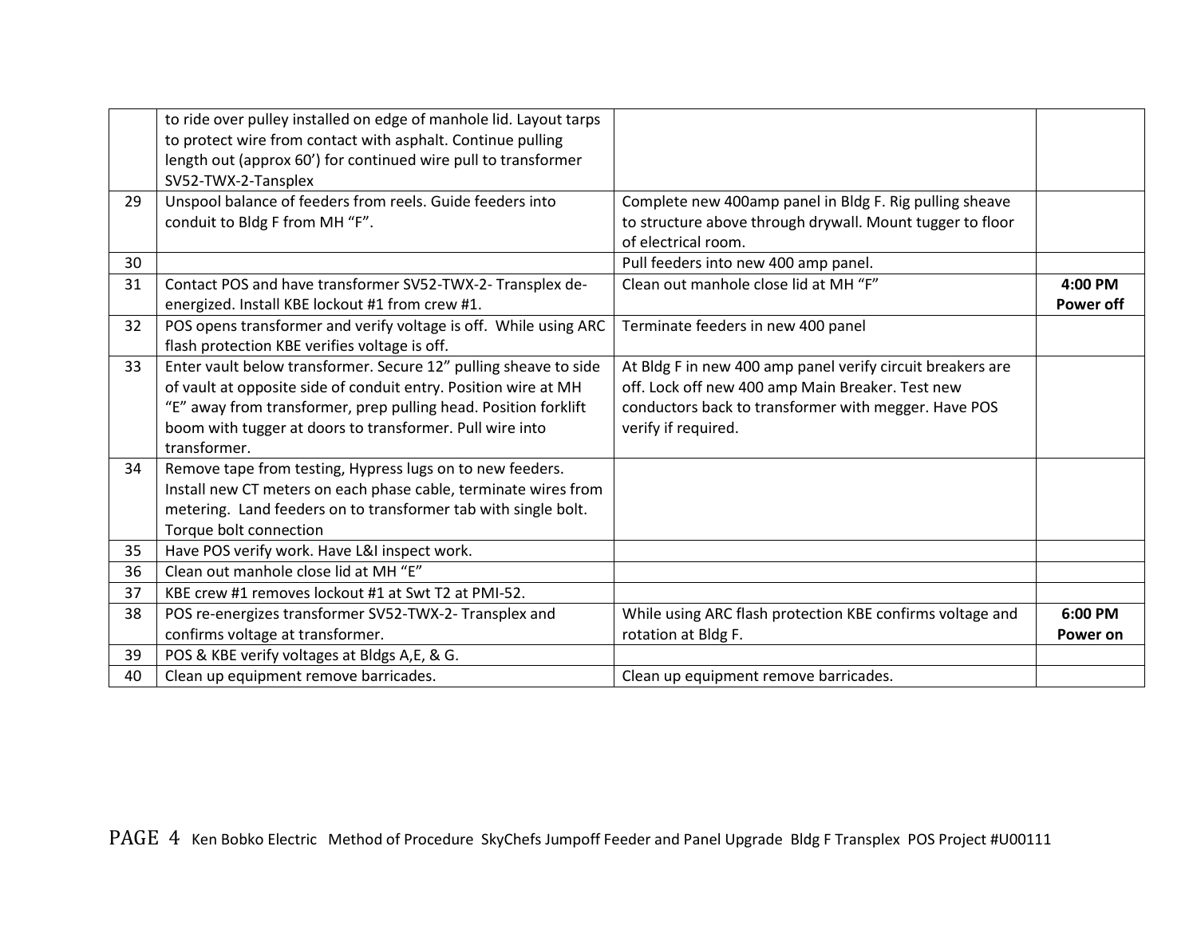| | | | |
|---|---|---|---|
| | to ride over pulley installed on edge of manhole lid. Layout tarps to protect wire from contact with asphalt. Continue pulling length out (approx 60') for continued wire pull to transformer SV52-TWX-2-Tansplex | | |
| 29 | Unspool balance of feeders from reels. Guide feeders into conduit to Bldg F from MH "F". | Complete new 400amp panel in Bldg F. Rig pulling sheave to structure above through drywall. Mount tugger to floor of electrical room. | |
| 30 | | Pull feeders into new 400 amp panel. | |
| 31 | Contact POS and have transformer SV52-TWX-2- Transplex de-energized. Install KBE lockout #1 from crew #1. | Clean out manhole close lid at MH "F" | **4:00 PM Power off** |
| 32 | POS opens transformer and verify voltage is off. While using ARC flash protection KBE verifies voltage is off. | Terminate feeders in new 400 panel | |
| 33 | Enter vault below transformer. Secure 12" pulling sheave to side of vault at opposite side of conduit entry. Position wire at MH "E" away from transformer, prep pulling head. Position forklift boom with tugger at doors to transformer. Pull wire into transformer. | At Bldg F in new 400 amp panel verify circuit breakers are off. Lock off new 400 amp Main Breaker. Test new conductors back to transformer with megger. Have POS verify if required. | |
| 34 | Remove tape from testing, Hypress lugs on to new feeders. Install new CT meters on each phase cable, terminate wires from metering. Land feeders on to transformer tab with single bolt. Torque bolt connection | | |
| 35 | Have POS verify work. Have L&I inspect work. | | |
| 36 | Clean out manhole close lid at MH "E" | | |
| 37 | KBE crew #1 removes lockout #1 at Swt T2 at PMI-52. | | |
| 38 | POS re-energizes transformer SV52-TWX-2- Transplex and confirms voltage at transformer. | While using ARC flash protection KBE confirms voltage and rotation at Bldg F. | **6:00 PM Power on** |
| 39 | POS & KBE verify voltages at Bldgs A,E, & G. | | |
| 40 | Clean up equipment remove barricades. | Clean up equipment remove barricades. | |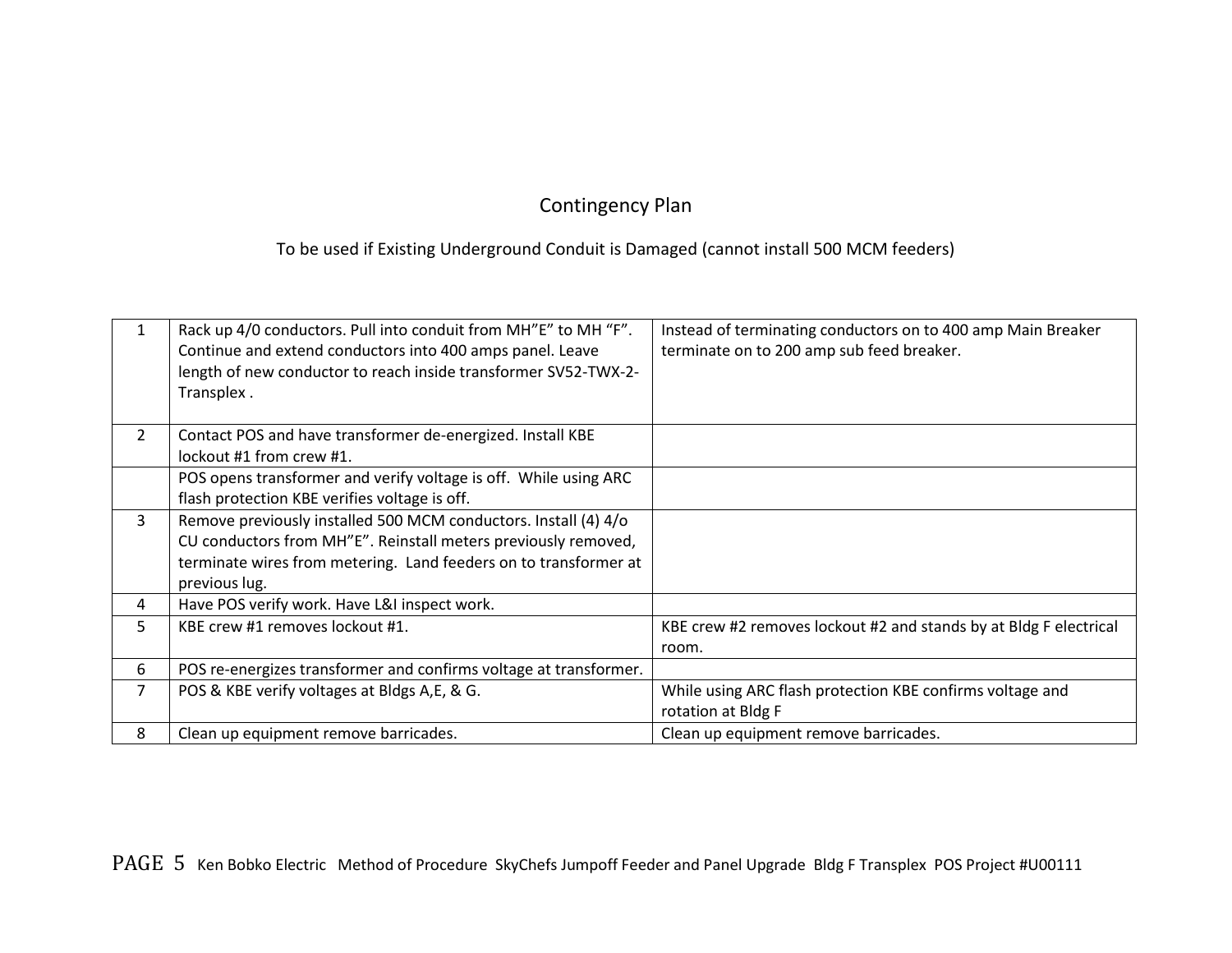# Contingency Plan

To be used if Existing Underground Conduit is Damaged (cannot install 500 MCM feeders)

| | | |
|---|---|---|
| 1 | Rack up 4/0 conductors. Pull into conduit from MH"E" to MH "F". Continue and extend conductors into 400 amps panel. Leave length of new conductor to reach inside transformer SV52-TWX-2-Transplex . | Instead of terminating conductors on to 400 amp Main Breaker terminate on to 200 amp sub feed breaker. |
| 2 | Contact POS and have transformer de-energized. Install KBE lockout #1 from crew #1. | |
| | POS opens transformer and verify voltage is off. While using ARC flash protection KBE verifies voltage is off. | |
| 3 | Remove previously installed 500 MCM conductors. Install (4) 4/o CU conductors from MH"E". Reinstall meters previously removed, terminate wires from metering. Land feeders on to transformer at previous lug. | |
| 4 | Have POS verify work. Have L&I inspect work. | |
| 5 | KBE crew #1 removes lockout #1. | KBE crew #2 removes lockout #2 and stands by at Bldg F electrical room. |
| 6 | POS re-energizes transformer and confirms voltage at transformer. | |
| 7 | POS & KBE verify voltages at Bldgs A,E, & G. | While using ARC flash protection KBE confirms voltage and rotation at Bldg F |
| 8 | Clean up equipment remove barricades. | Clean up equipment remove barricades. |